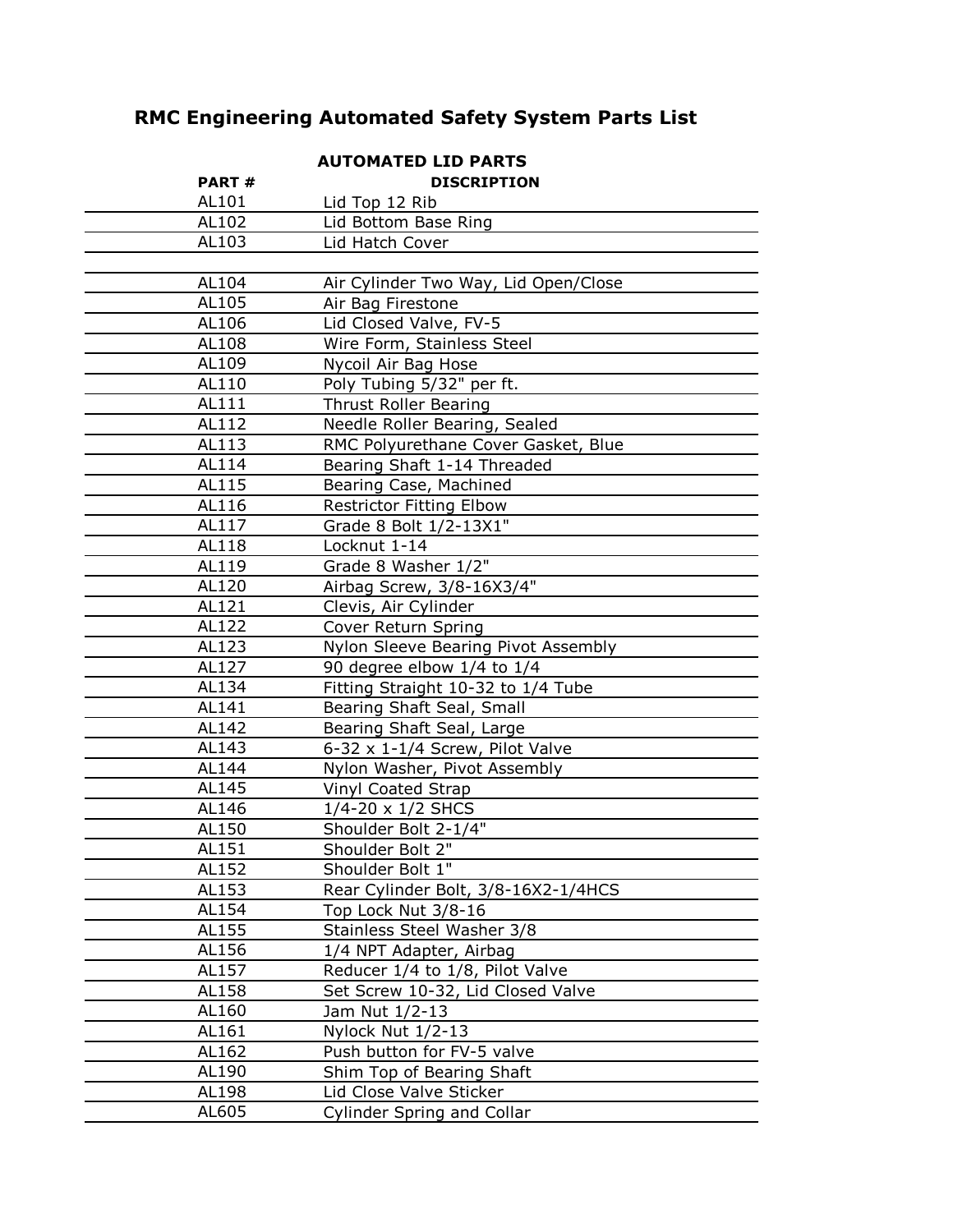# RMC Engineering Automated Safety System Parts List

## AUTOMATED LID PARTS

| PART # | DISCRIPTION |
|---|---|
| AL101 | Lid Top 12 Rib |
| AL102 | Lid Bottom Base Ring |
| AL103 | Lid Hatch Cover |
| | |
| AL104 | Air Cylinder Two Way, Lid Open/Close |
| AL105 | Air Bag Firestone |
| AL106 | Lid Closed Valve, FV-5 |
| AL108 | Wire Form, Stainless Steel |
| AL109 | Nycoil Air Bag Hose |
| AL110 | Poly Tubing 5/32" per ft. |
| AL111 | Thrust Roller Bearing |
| AL112 | Needle Roller Bearing, Sealed |
| AL113 | RMC Polyurethane Cover Gasket, Blue |
| AL114 | Bearing Shaft 1-14 Threaded |
| AL115 | Bearing Case, Machined |
| AL116 | Restrictor Fitting Elbow |
| AL117 | Grade 8 Bolt 1/2-13X1" |
| AL118 | Locknut 1-14 |
| AL119 | Grade 8 Washer 1/2" |
| AL120 | Airbag Screw, 3/8-16X3/4" |
| AL121 | Clevis, Air Cylinder |
| AL122 | Cover Return Spring |
| AL123 | Nylon Sleeve Bearing Pivot Assembly |
| AL127 | 90 degree elbow 1/4 to 1/4 |
| AL134 | Fitting Straight 10-32 to 1/4 Tube |
| AL141 | Bearing Shaft Seal, Small |
| AL142 | Bearing Shaft Seal, Large |
| AL143 | 6-32 x 1-1/4 Screw, Pilot Valve |
| AL144 | Nylon Washer, Pivot Assembly |
| AL145 | Vinyl Coated Strap |
| AL146 | 1/4-20 x 1/2 SHCS |
| AL150 | Shoulder Bolt 2-1/4" |
| AL151 | Shoulder Bolt 2" |
| AL152 | Shoulder Bolt 1" |
| AL153 | Rear Cylinder Bolt, 3/8-16X2-1/4HCS |
| AL154 | Top Lock Nut 3/8-16 |
| AL155 | Stainless Steel Washer 3/8 |
| AL156 | 1/4 NPT Adapter, Airbag |
| AL157 | Reducer 1/4 to 1/8, Pilot Valve |
| AL158 | Set Screw 10-32, Lid Closed Valve |
| AL160 | Jam Nut 1/2-13 |
| AL161 | Nylock Nut 1/2-13 |
| AL162 | Push button for FV-5 valve |
| AL190 | Shim Top of Bearing Shaft |
| AL198 | Lid Close Valve Sticker |
| AL605 | Cylinder Spring and Collar |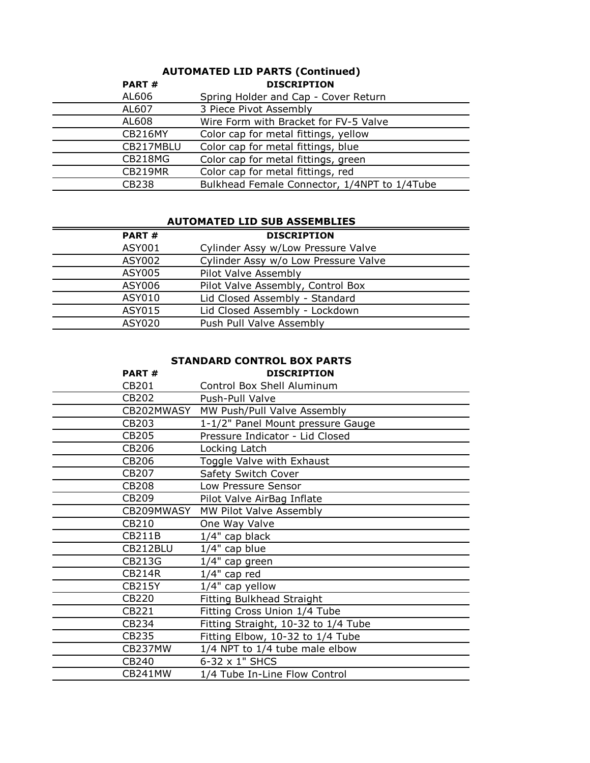### AUTOMATED LID PARTS (Continued)

| PART # | DISCRIPTION |
|---|---|
| AL606 | Spring Holder and Cap - Cover Return |
| AL607 | 3 Piece Pivot Assembly |
| AL608 | Wire Form with Bracket for FV-5 Valve |
| CB216MY | Color cap for metal fittings, yellow |
| CB217MBLU | Color cap for metal fittings, blue |
| CB218MG | Color cap for metal fittings, green |
| CB219MR | Color cap for metal fittings, red |
| CB238 | Bulkhead Female Connector, 1/4NPT to 1/4Tube |

### AUTOMATED LID SUB ASSEMBLIES

| PART # | DISCRIPTION |
|---|---|
| ASY001 | Cylinder Assy w/Low Pressure Valve |
| ASY002 | Cylinder Assy w/o Low Pressure Valve |
| ASY005 | Pilot Valve Assembly |
| ASY006 | Pilot Valve Assembly, Control Box |
| ASY010 | Lid Closed Assembly - Standard |
| ASY015 | Lid Closed Assembly - Lockdown |
| ASY020 | Push Pull Valve Assembly |

### STANDARD CONTROL BOX PARTS

| PART # | DISCRIPTION |
|---|---|
| CB201 | Control Box Shell Aluminum |
| CB202 | Push-Pull Valve |
| CB202MWASY | MW Push/Pull Valve Assembly |
| CB203 | 1-1/2" Panel Mount pressure Gauge |
| CB205 | Pressure Indicator - Lid Closed |
| CB206 | Locking Latch |
| CB206 | Toggle Valve with Exhaust |
| CB207 | Safety Switch Cover |
| CB208 | Low Pressure Sensor |
| CB209 | Pilot Valve AirBag Inflate |
| CB209MWASY | MW Pilot Valve Assembly |
| CB210 | One Way Valve |
| CB211B | 1/4" cap black |
| CB212BLU | 1/4" cap blue |
| CB213G | 1/4" cap green |
| CB214R | 1/4" cap red |
| CB215Y | 1/4" cap yellow |
| CB220 | Fitting Bulkhead Straight |
| CB221 | Fitting Cross Union 1/4 Tube |
| CB234 | Fitting Straight, 10-32 to 1/4 Tube |
| CB235 | Fitting Elbow, 10-32 to 1/4 Tube |
| CB237MW | 1/4 NPT to 1/4 tube male elbow |
| CB240 | 6-32 x 1" SHCS |
| CB241MW | 1/4 Tube In-Line Flow Control |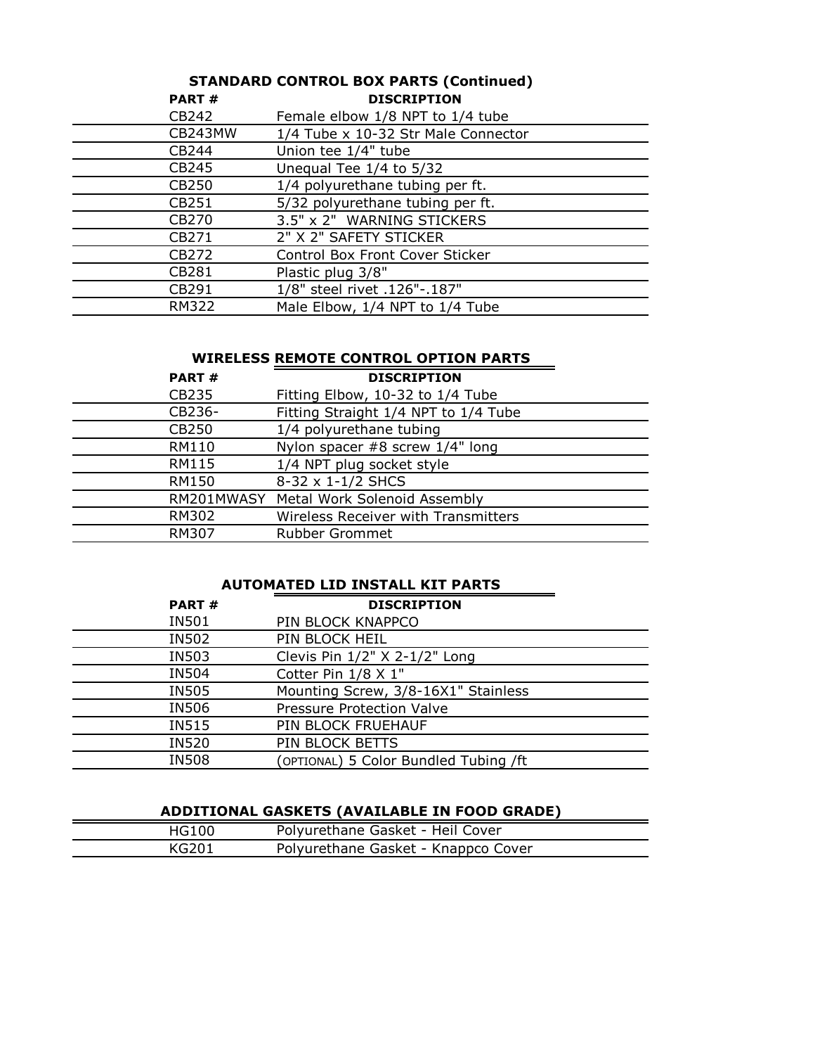### STANDARD CONTROL BOX PARTS (Continued)

| PART # | DISCRIPTION |
|---|---|
| CB242 | Female elbow 1/8 NPT to 1/4 tube |
| CB243MW | 1/4 Tube x 10-32 Str Male Connector |
| CB244 | Union tee 1/4" tube |
| CB245 | Unequal Tee 1/4 to 5/32 |
| CB250 | 1/4 polyurethane tubing per ft. |
| CB251 | 5/32 polyurethane tubing per ft. |
| CB270 | 3.5" x 2" WARNING STICKERS |
| CB271 | 2" X 2" SAFETY STICKER |
| CB272 | Control Box Front Cover Sticker |
| CB281 | Plastic plug 3/8" |
| CB291 | 1/8" steel rivet .126"-.187" |
| RM322 | Male Elbow, 1/4 NPT to 1/4 Tube |

### WIRELESS REMOTE CONTROL OPTION PARTS

| PART # | DISCRIPTION |
|---|---|
| CB235 | Fitting Elbow, 10-32 to 1/4 Tube |
| CB236- | Fitting Straight 1/4 NPT to 1/4 Tube |
| CB250 | 1/4 polyurethane tubing |
| RM110 | Nylon spacer #8 screw 1/4" long |
| RM115 | 1/4 NPT plug socket style |
| RM150 | 8-32 x 1-1/2 SHCS |
| RM201MWASY | Metal Work Solenoid Assembly |
| RM302 | Wireless Receiver with Transmitters |
| RM307 | Rubber Grommet |

### AUTOMATED LID INSTALL KIT PARTS

| PART # | DISCRIPTION |
|---|---|
| IN501 | PIN BLOCK KNAPPCO |
| IN502 | PIN BLOCK HEIL |
| IN503 | Clevis Pin 1/2" X 2-1/2" Long |
| IN504 | Cotter Pin 1/8 X 1" |
| IN505 | Mounting Screw, 3/8-16X1" Stainless |
| IN506 | Pressure Protection Valve |
| IN515 | PIN BLOCK FRUEHAUF |
| IN520 | PIN BLOCK BETTS |
| IN508 | (OPTIONAL) 5 Color Bundled Tubing /ft |

### ADDITIONAL GASKETS (AVAILABLE IN FOOD GRADE)

| | |
|---|---|
| HG100 | Polyurethane Gasket - Heil Cover |
| KG201 | Polyurethane Gasket - Knappco Cover |